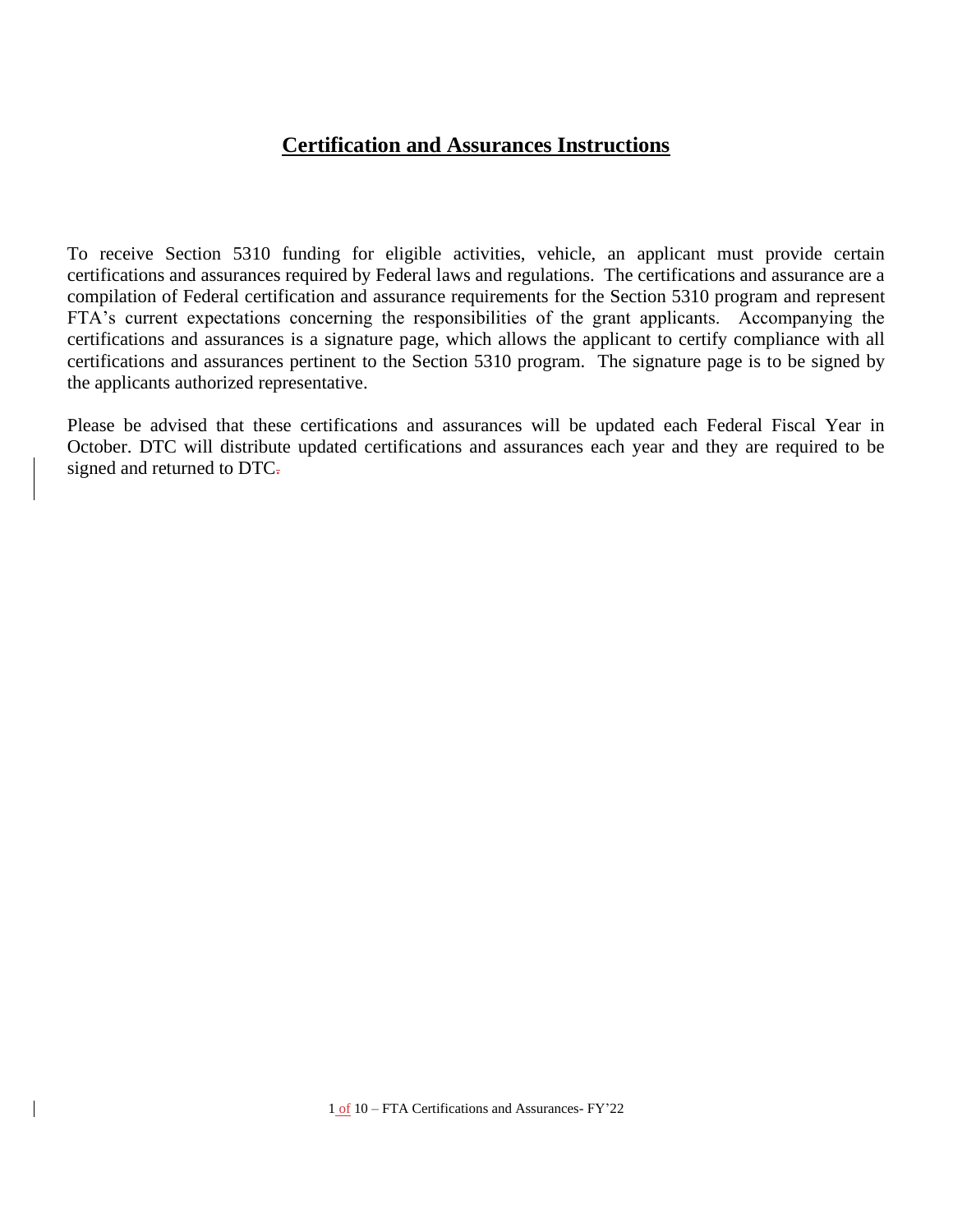# Certification and Assurances Instructions

To receive Section 5310 funding for eligible activities, vehicle, an applicant must provide certain certifications and assurances required by Federal laws and regulations. The certifications and assurance are a compilation of Federal certification and assurance requirements for the Section 5310 program and represent FTA's current expectations concerning the responsibilities of the grant applicants. Accompanying the certifications and assurances is a signature page, which allows the applicant to certify compliance with all certifications and assurances pertinent to the Section 5310 program. The signature page is to be signed by the applicants authorized representative.

Please be advised that these certifications and assurances will be updated each Federal Fiscal Year in October. DTC will distribute updated certifications and assurances each year and they are required to be signed and returned to DTC.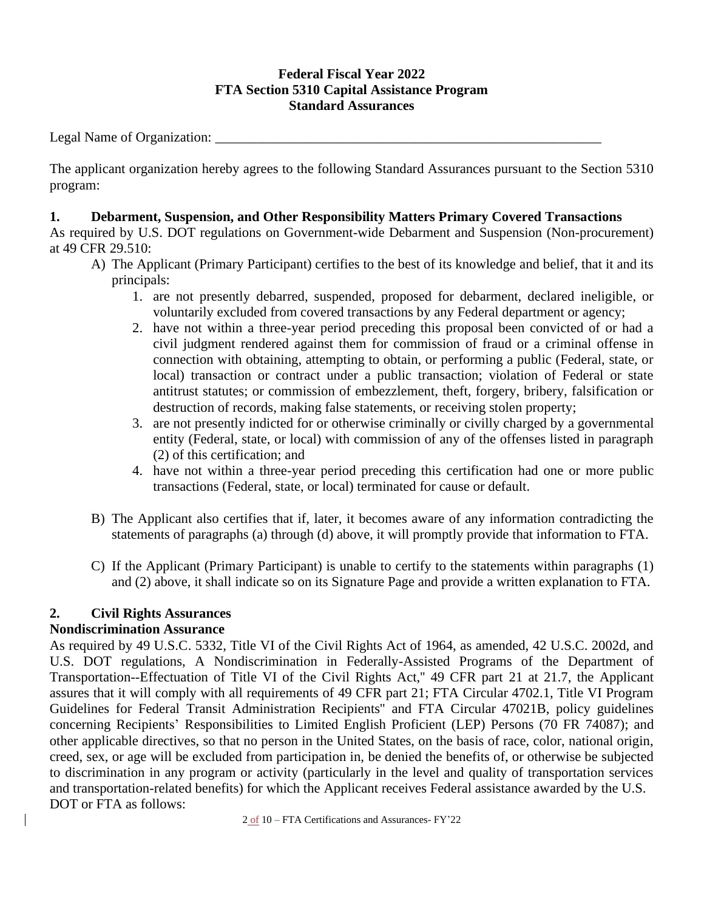**Federal Fiscal Year 2022**
**FTA Section 5310 Capital Assistance Program**
**Standard Assurances**

Legal Name of Organization: ___________________________________________________________

The applicant organization hereby agrees to the following Standard Assurances pursuant to the Section 5310 program:

## 1. Debarment, Suspension, and Other Responsibility Matters Primary Covered Transactions

As required by U.S. DOT regulations on Government-wide Debarment and Suspension (Non-procurement) at 49 CFR 29.510:

A) The Applicant (Primary Participant) certifies to the best of its knowledge and belief, that it and its principals:

1. are not presently debarred, suspended, proposed for debarment, declared ineligible, or voluntarily excluded from covered transactions by any Federal department or agency;
2. have not within a three-year period preceding this proposal been convicted of or had a civil judgment rendered against them for commission of fraud or a criminal offense in connection with obtaining, attempting to obtain, or performing a public (Federal, state, or local) transaction or contract under a public transaction; violation of Federal or state antitrust statutes; or commission of embezzlement, theft, forgery, bribery, falsification or destruction of records, making false statements, or receiving stolen property;
3. are not presently indicted for or otherwise criminally or civilly charged by a governmental entity (Federal, state, or local) with commission of any of the offenses listed in paragraph (2) of this certification; and
4. have not within a three-year period preceding this certification had one or more public transactions (Federal, state, or local) terminated for cause or default.

B) The Applicant also certifies that if, later, it becomes aware of any information contradicting the statements of paragraphs (a) through (d) above, it will promptly provide that information to FTA.

C) If the Applicant (Primary Participant) is unable to certify to the statements within paragraphs (1) and (2) above, it shall indicate so on its Signature Page and provide a written explanation to FTA.

## 2. Civil Rights Assurances

**Nondiscrimination Assurance**

As required by 49 U.S.C. 5332, Title VI of the Civil Rights Act of 1964, as amended, 42 U.S.C. 2002d, and U.S. DOT regulations, A Nondiscrimination in Federally-Assisted Programs of the Department of Transportation--Effectuation of Title VI of the Civil Rights Act," 49 CFR part 21 at 21.7, the Applicant assures that it will comply with all requirements of 49 CFR part 21; FTA Circular 4702.1, Title VI Program Guidelines for Federal Transit Administration Recipients" and FTA Circular 47021B, policy guidelines concerning Recipients' Responsibilities to Limited English Proficient (LEP) Persons (70 FR 74087); and other applicable directives, so that no person in the United States, on the basis of race, color, national origin, creed, sex, or age will be excluded from participation in, be denied the benefits of, or otherwise be subjected to discrimination in any program or activity (particularly in the level and quality of transportation services and transportation-related benefits) for which the Applicant receives Federal assistance awarded by the U.S. DOT or FTA as follows: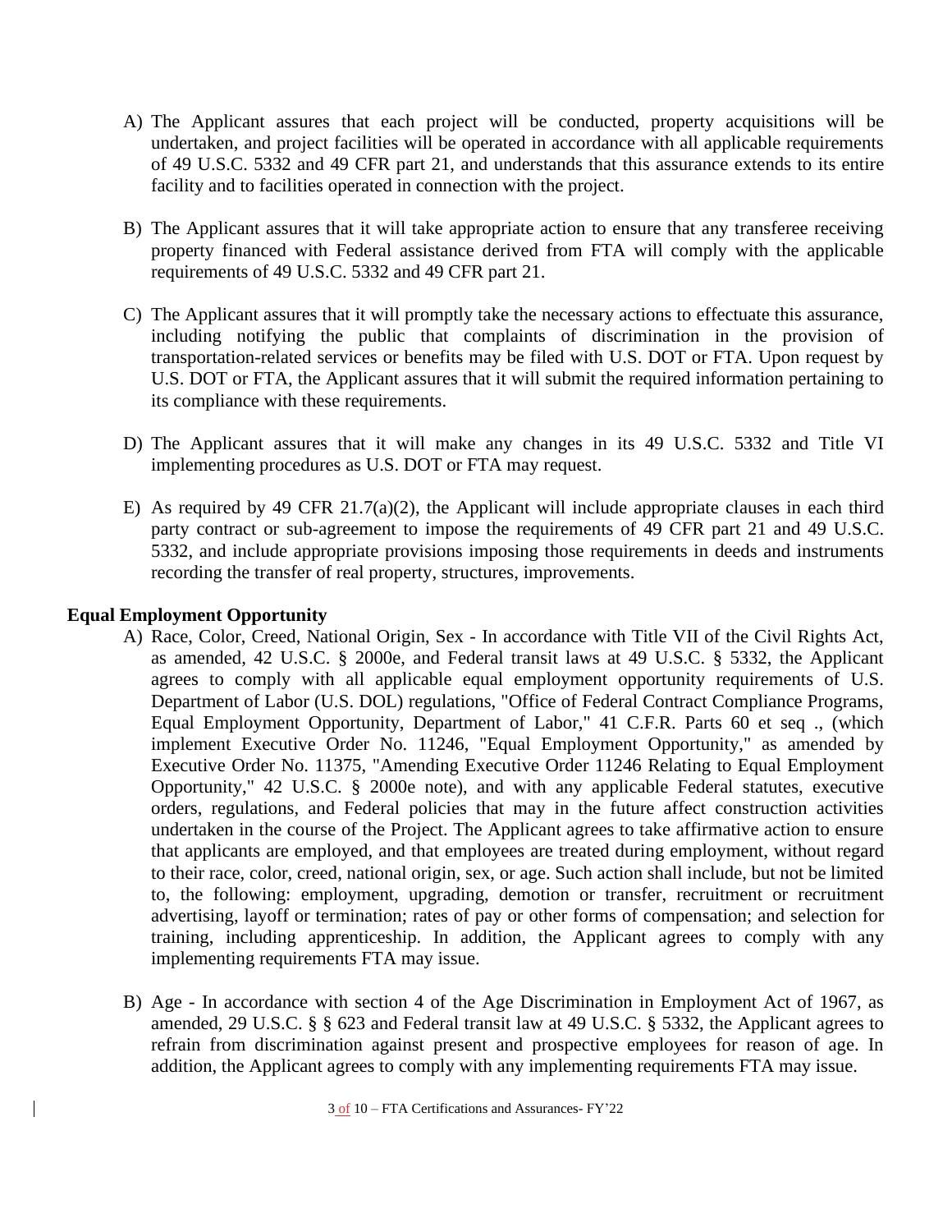A) The Applicant assures that each project will be conducted, property acquisitions will be undertaken, and project facilities will be operated in accordance with all applicable requirements of 49 U.S.C. 5332 and 49 CFR part 21, and understands that this assurance extends to its entire facility and to facilities operated in connection with the project.

B) The Applicant assures that it will take appropriate action to ensure that any transferee receiving property financed with Federal assistance derived from FTA will comply with the applicable requirements of 49 U.S.C. 5332 and 49 CFR part 21.

C) The Applicant assures that it will promptly take the necessary actions to effectuate this assurance, including notifying the public that complaints of discrimination in the provision of transportation-related services or benefits may be filed with U.S. DOT or FTA. Upon request by U.S. DOT or FTA, the Applicant assures that it will submit the required information pertaining to its compliance with these requirements.

D) The Applicant assures that it will make any changes in its 49 U.S.C. 5332 and Title VI implementing procedures as U.S. DOT or FTA may request.

E) As required by 49 CFR 21.7(a)(2), the Applicant will include appropriate clauses in each third party contract or sub-agreement to impose the requirements of 49 CFR part 21 and 49 U.S.C. 5332, and include appropriate provisions imposing those requirements in deeds and instruments recording the transfer of real property, structures, improvements.

**Equal Employment Opportunity**

A) Race, Color, Creed, National Origin, Sex - In accordance with Title VII of the Civil Rights Act, as amended, 42 U.S.C. § 2000e, and Federal transit laws at 49 U.S.C. § 5332, the Applicant agrees to comply with all applicable equal employment opportunity requirements of U.S. Department of Labor (U.S. DOL) regulations, "Office of Federal Contract Compliance Programs, Equal Employment Opportunity, Department of Labor," 41 C.F.R. Parts 60 et seq ., (which implement Executive Order No. 11246, "Equal Employment Opportunity," as amended by Executive Order No. 11375, "Amending Executive Order 11246 Relating to Equal Employment Opportunity," 42 U.S.C. § 2000e note), and with any applicable Federal statutes, executive orders, regulations, and Federal policies that may in the future affect construction activities undertaken in the course of the Project. The Applicant agrees to take affirmative action to ensure that applicants are employed, and that employees are treated during employment, without regard to their race, color, creed, national origin, sex, or age. Such action shall include, but not be limited to, the following: employment, upgrading, demotion or transfer, recruitment or recruitment advertising, layoff or termination; rates of pay or other forms of compensation; and selection for training, including apprenticeship. In addition, the Applicant agrees to comply with any implementing requirements FTA may issue.

B) Age - In accordance with section 4 of the Age Discrimination in Employment Act of 1967, as amended, 29 U.S.C. § § 623 and Federal transit law at 49 U.S.C. § 5332, the Applicant agrees to refrain from discrimination against present and prospective employees for reason of age. In addition, the Applicant agrees to comply with any implementing requirements FTA may issue.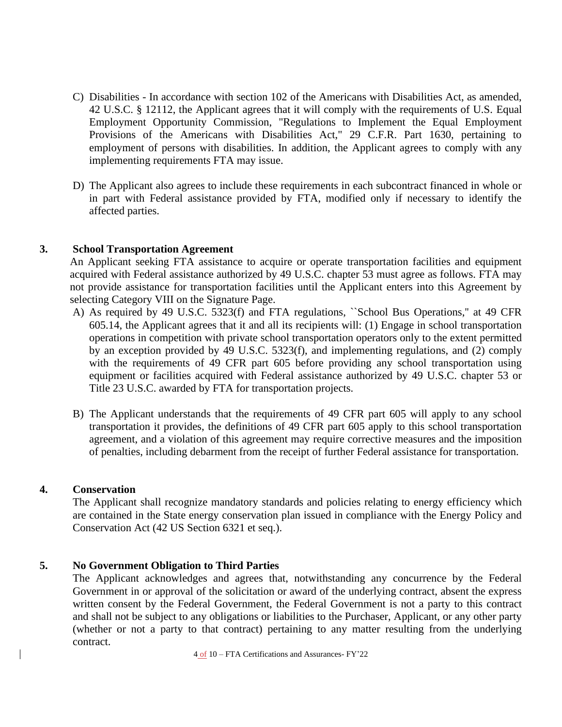C) Disabilities - In accordance with section 102 of the Americans with Disabilities Act, as amended, 42 U.S.C. § 12112, the Applicant agrees that it will comply with the requirements of U.S. Equal Employment Opportunity Commission, "Regulations to Implement the Equal Employment Provisions of the Americans with Disabilities Act," 29 C.F.R. Part 1630, pertaining to employment of persons with disabilities. In addition, the Applicant agrees to comply with any implementing requirements FTA may issue.

D) The Applicant also agrees to include these requirements in each subcontract financed in whole or in part with Federal assistance provided by FTA, modified only if necessary to identify the affected parties.

## 3. School Transportation Agreement

An Applicant seeking FTA assistance to acquire or operate transportation facilities and equipment acquired with Federal assistance authorized by 49 U.S.C. chapter 53 must agree as follows. FTA may not provide assistance for transportation facilities until the Applicant enters into this Agreement by selecting Category VIII on the Signature Page.

A) As required by 49 U.S.C. 5323(f) and FTA regulations, ``School Bus Operations,'' at 49 CFR 605.14, the Applicant agrees that it and all its recipients will: (1) Engage in school transportation operations in competition with private school transportation operators only to the extent permitted by an exception provided by 49 U.S.C. 5323(f), and implementing regulations, and (2) comply with the requirements of 49 CFR part 605 before providing any school transportation using equipment or facilities acquired with Federal assistance authorized by 49 U.S.C. chapter 53 or Title 23 U.S.C. awarded by FTA for transportation projects.

B) The Applicant understands that the requirements of 49 CFR part 605 will apply to any school transportation it provides, the definitions of 49 CFR part 605 apply to this school transportation agreement, and a violation of this agreement may require corrective measures and the imposition of penalties, including debarment from the receipt of further Federal assistance for transportation.

## 4. Conservation

The Applicant shall recognize mandatory standards and policies relating to energy efficiency which are contained in the State energy conservation plan issued in compliance with the Energy Policy and Conservation Act (42 US Section 6321 et seq.).

## 5. No Government Obligation to Third Parties

The Applicant acknowledges and agrees that, notwithstanding any concurrence by the Federal Government in or approval of the solicitation or award of the underlying contract, absent the express written consent by the Federal Government, the Federal Government is not a party to this contract and shall not be subject to any obligations or liabilities to the Purchaser, Applicant, or any other party (whether or not a party to that contract) pertaining to any matter resulting from the underlying contract.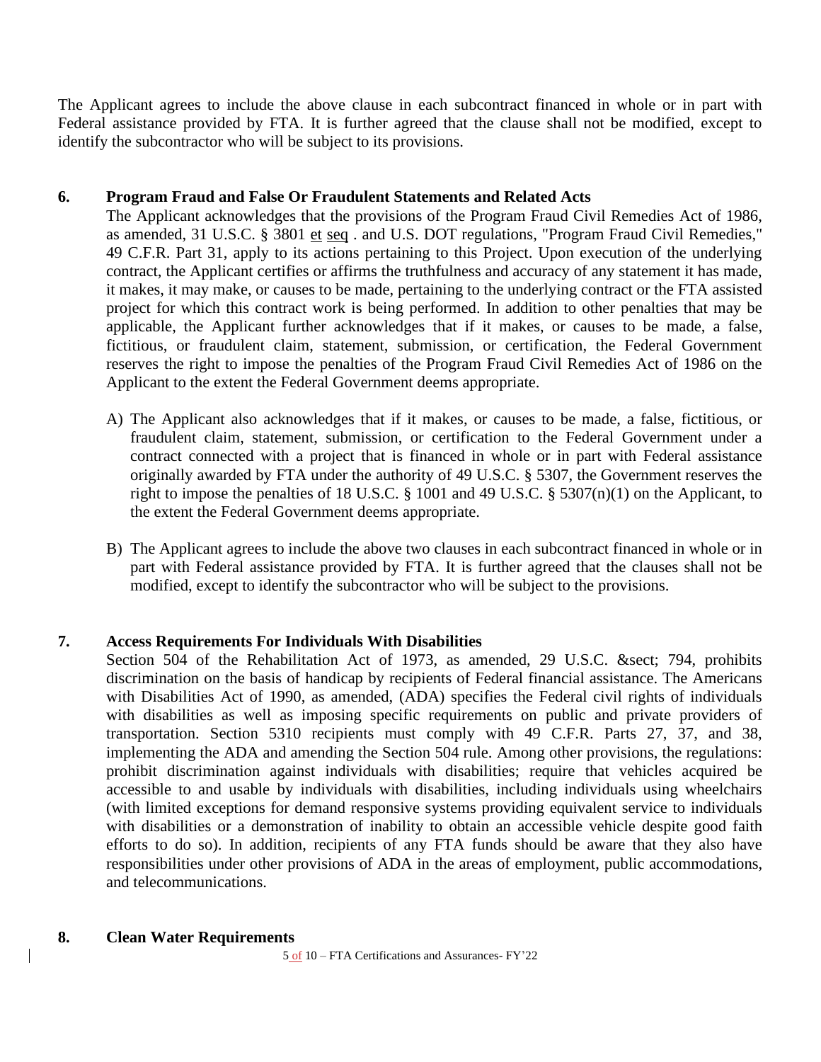The Applicant agrees to include the above clause in each subcontract financed in whole or in part with Federal assistance provided by FTA. It is further agreed that the clause shall not be modified, except to identify the subcontractor who will be subject to its provisions.

## 6. Program Fraud and False Or Fraudulent Statements and Related Acts

The Applicant acknowledges that the provisions of the Program Fraud Civil Remedies Act of 1986, as amended, 31 U.S.C. § 3801 et seq . and U.S. DOT regulations, "Program Fraud Civil Remedies," 49 C.F.R. Part 31, apply to its actions pertaining to this Project. Upon execution of the underlying contract, the Applicant certifies or affirms the truthfulness and accuracy of any statement it has made, it makes, it may make, or causes to be made, pertaining to the underlying contract or the FTA assisted project for which this contract work is being performed. In addition to other penalties that may be applicable, the Applicant further acknowledges that if it makes, or causes to be made, a false, fictitious, or fraudulent claim, statement, submission, or certification, the Federal Government reserves the right to impose the penalties of the Program Fraud Civil Remedies Act of 1986 on the Applicant to the extent the Federal Government deems appropriate.

A) The Applicant also acknowledges that if it makes, or causes to be made, a false, fictitious, or fraudulent claim, statement, submission, or certification to the Federal Government under a contract connected with a project that is financed in whole or in part with Federal assistance originally awarded by FTA under the authority of 49 U.S.C. § 5307, the Government reserves the right to impose the penalties of 18 U.S.C. § 1001 and 49 U.S.C. § 5307(n)(1) on the Applicant, to the extent the Federal Government deems appropriate.

B) The Applicant agrees to include the above two clauses in each subcontract financed in whole or in part with Federal assistance provided by FTA. It is further agreed that the clauses shall not be modified, except to identify the subcontractor who will be subject to the provisions.

## 7. Access Requirements For Individuals With Disabilities

Section 504 of the Rehabilitation Act of 1973, as amended, 29 U.S.C. &sect; 794, prohibits discrimination on the basis of handicap by recipients of Federal financial assistance. The Americans with Disabilities Act of 1990, as amended, (ADA) specifies the Federal civil rights of individuals with disabilities as well as imposing specific requirements on public and private providers of transportation. Section 5310 recipients must comply with 49 C.F.R. Parts 27, 37, and 38, implementing the ADA and amending the Section 504 rule. Among other provisions, the regulations: prohibit discrimination against individuals with disabilities; require that vehicles acquired be accessible to and usable by individuals with disabilities, including individuals using wheelchairs (with limited exceptions for demand responsive systems providing equivalent service to individuals with disabilities or a demonstration of inability to obtain an accessible vehicle despite good faith efforts to do so). In addition, recipients of any FTA funds should be aware that they also have responsibilities under other provisions of ADA in the areas of employment, public accommodations, and telecommunications.

## 8. Clean Water Requirements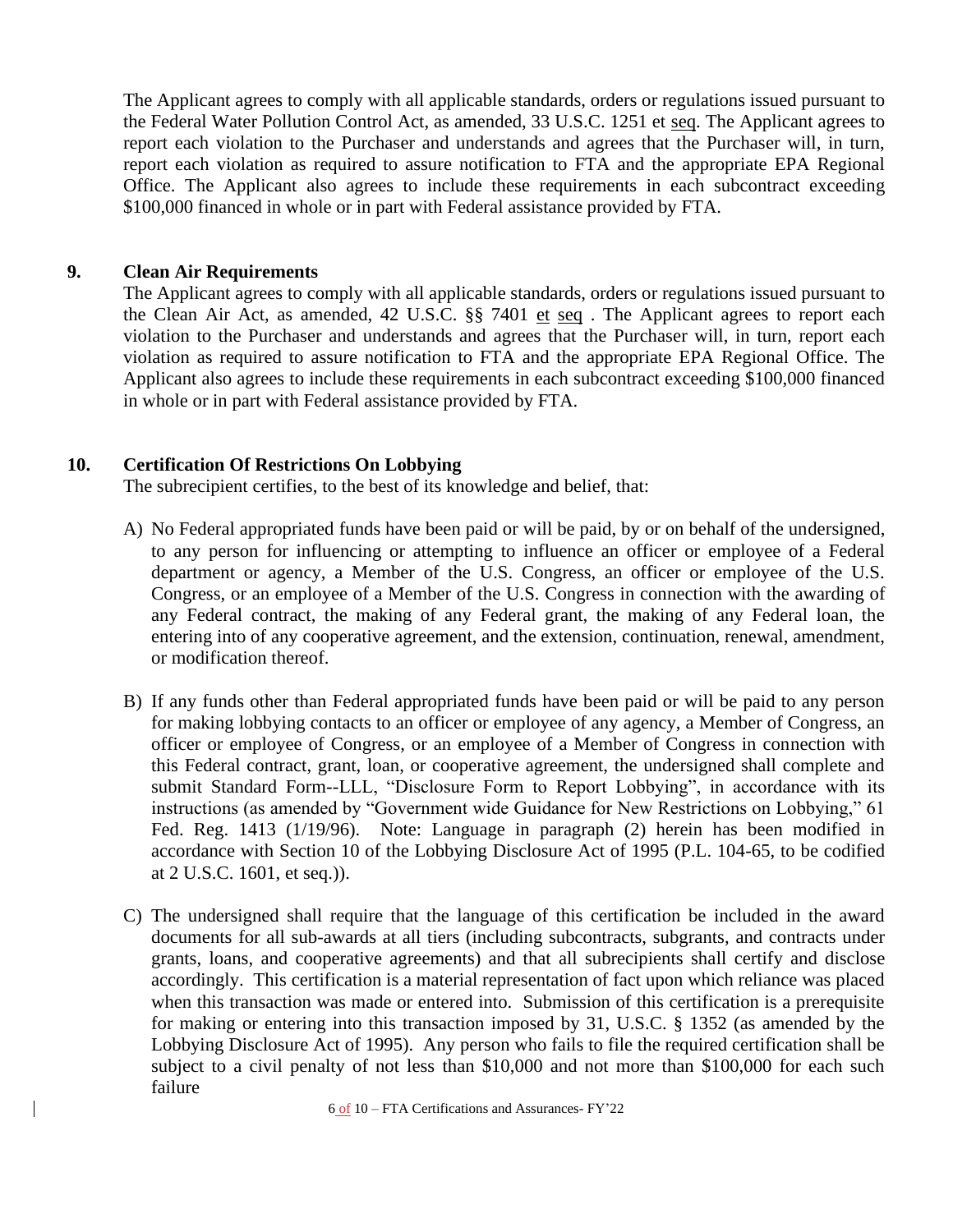The Applicant agrees to comply with all applicable standards, orders or regulations issued pursuant to the Federal Water Pollution Control Act, as amended, 33 U.S.C. 1251 et seq. The Applicant agrees to report each violation to the Purchaser and understands and agrees that the Purchaser will, in turn, report each violation as required to assure notification to FTA and the appropriate EPA Regional Office. The Applicant also agrees to include these requirements in each subcontract exceeding $100,000 financed in whole or in part with Federal assistance provided by FTA.

## 9. Clean Air Requirements

The Applicant agrees to comply with all applicable standards, orders or regulations issued pursuant to the Clean Air Act, as amended, 42 U.S.C. §§ 7401 et seq . The Applicant agrees to report each violation to the Purchaser and understands and agrees that the Purchaser will, in turn, report each violation as required to assure notification to FTA and the appropriate EPA Regional Office. The Applicant also agrees to include these requirements in each subcontract exceeding $100,000 financed in whole or in part with Federal assistance provided by FTA.

## 10. Certification Of Restrictions On Lobbying

The subrecipient certifies, to the best of its knowledge and belief, that:

A) No Federal appropriated funds have been paid or will be paid, by or on behalf of the undersigned, to any person for influencing or attempting to influence an officer or employee of a Federal department or agency, a Member of the U.S. Congress, an officer or employee of the U.S. Congress, or an employee of a Member of the U.S. Congress in connection with the awarding of any Federal contract, the making of any Federal grant, the making of any Federal loan, the entering into of any cooperative agreement, and the extension, continuation, renewal, amendment, or modification thereof.

B) If any funds other than Federal appropriated funds have been paid or will be paid to any person for making lobbying contacts to an officer or employee of any agency, a Member of Congress, an officer or employee of Congress, or an employee of a Member of Congress in connection with this Federal contract, grant, loan, or cooperative agreement, the undersigned shall complete and submit Standard Form--LLL, "Disclosure Form to Report Lobbying", in accordance with its instructions (as amended by "Government wide Guidance for New Restrictions on Lobbying," 61 Fed. Reg. 1413 (1/19/96). Note: Language in paragraph (2) herein has been modified in accordance with Section 10 of the Lobbying Disclosure Act of 1995 (P.L. 104-65, to be codified at 2 U.S.C. 1601, et seq.)).

C) The undersigned shall require that the language of this certification be included in the award documents for all sub-awards at all tiers (including subcontracts, subgrants, and contracts under grants, loans, and cooperative agreements) and that all subrecipients shall certify and disclose accordingly. This certification is a material representation of fact upon which reliance was placed when this transaction was made or entered into. Submission of this certification is a prerequisite for making or entering into this transaction imposed by 31, U.S.C. § 1352 (as amended by the Lobbying Disclosure Act of 1995). Any person who fails to file the required certification shall be subject to a civil penalty of not less than $10,000 and not more than $100,000 for each such failure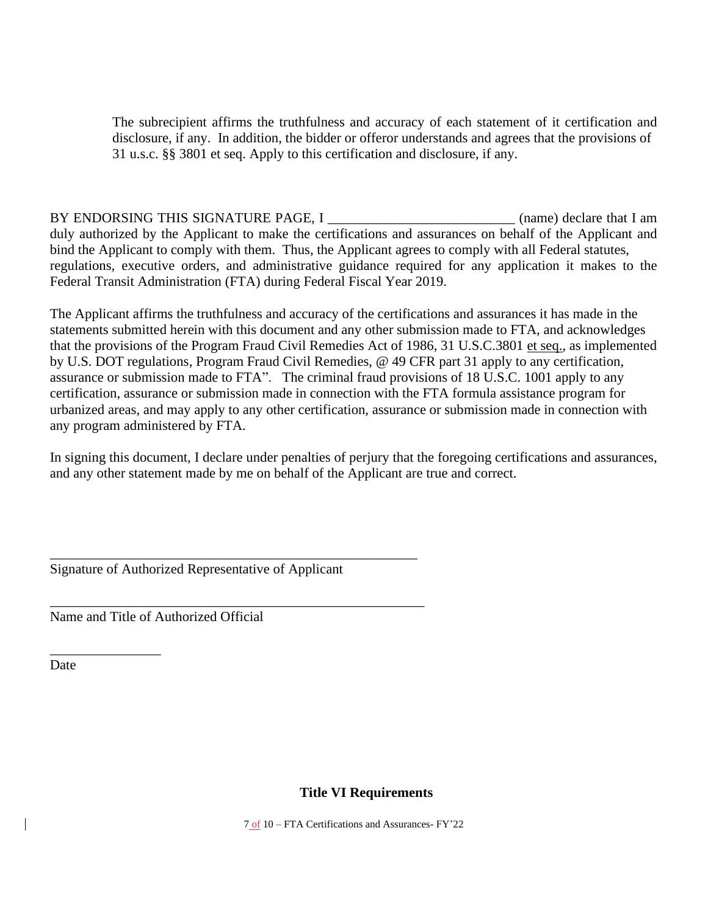The subrecipient affirms the truthfulness and accuracy of each statement of it certification and disclosure, if any. In addition, the bidder or offeror understands and agrees that the provisions of 31 u.s.c. §§ 3801 et seq. Apply to this certification and disclosure, if any.

BY ENDORSING THIS SIGNATURE PAGE, I __________________________ (name) declare that I am duly authorized by the Applicant to make the certifications and assurances on behalf of the Applicant and bind the Applicant to comply with them. Thus, the Applicant agrees to comply with all Federal statutes, regulations, executive orders, and administrative guidance required for any application it makes to the Federal Transit Administration (FTA) during Federal Fiscal Year 2019.

The Applicant affirms the truthfulness and accuracy of the certifications and assurances it has made in the statements submitted herein with this document and any other submission made to FTA, and acknowledges that the provisions of the Program Fraud Civil Remedies Act of 1986, 31 U.S.C.3801 et seq., as implemented by U.S. DOT regulations, Program Fraud Civil Remedies, @ 49 CFR part 31 apply to any certification, assurance or submission made to FTA". The criminal fraud provisions of 18 U.S.C. 1001 apply to any certification, assurance or submission made in connection with the FTA formula assistance program for urbanized areas, and may apply to any other certification, assurance or submission made in connection with any program administered by FTA.

In signing this document, I declare under penalties of perjury that the foregoing certifications and assurances, and any other statement made by me on behalf of the Applicant are true and correct.

_______________________________________________________

Signature of Authorized Representative of Applicant

_______________________________________________________

Name and Title of Authorized Official

________________

Date

**Title VI Requirements**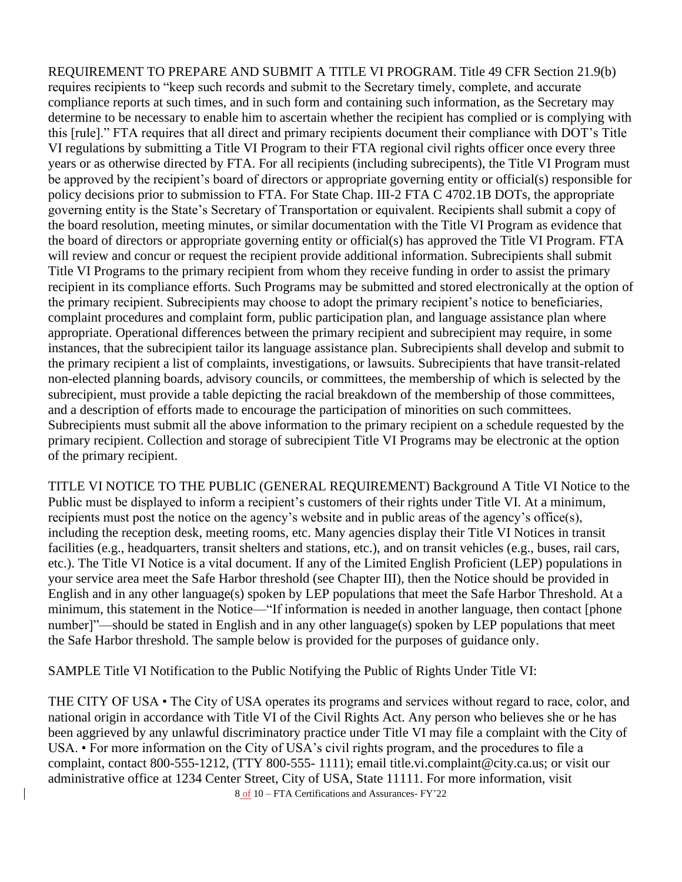REQUIREMENT TO PREPARE AND SUBMIT A TITLE VI PROGRAM. Title 49 CFR Section 21.9(b) requires recipients to "keep such records and submit to the Secretary timely, complete, and accurate compliance reports at such times, and in such form and containing such information, as the Secretary may determine to be necessary to enable him to ascertain whether the recipient has complied or is complying with this [rule]." FTA requires that all direct and primary recipients document their compliance with DOT's Title VI regulations by submitting a Title VI Program to their FTA regional civil rights officer once every three years or as otherwise directed by FTA. For all recipients (including subrecipients), the Title VI Program must be approved by the recipient's board of directors or appropriate governing entity or official(s) responsible for policy decisions prior to submission to FTA. For State Chap. III-2 FTA C 4702.1B DOTs, the appropriate governing entity is the State's Secretary of Transportation or equivalent. Recipients shall submit a copy of the board resolution, meeting minutes, or similar documentation with the Title VI Program as evidence that the board of directors or appropriate governing entity or official(s) has approved the Title VI Program. FTA will review and concur or request the recipient provide additional information. Subrecipients shall submit Title VI Programs to the primary recipient from whom they receive funding in order to assist the primary recipient in its compliance efforts. Such Programs may be submitted and stored electronically at the option of the primary recipient. Subrecipients may choose to adopt the primary recipient's notice to beneficiaries, complaint procedures and complaint form, public participation plan, and language assistance plan where appropriate. Operational differences between the primary recipient and subrecipient may require, in some instances, that the subrecipient tailor its language assistance plan. Subrecipients shall develop and submit to the primary recipient a list of complaints, investigations, or lawsuits. Subrecipients that have transit-related non-elected planning boards, advisory councils, or committees, the membership of which is selected by the subrecipient, must provide a table depicting the racial breakdown of the membership of those committees, and a description of efforts made to encourage the participation of minorities on such committees. Subrecipients must submit all the above information to the primary recipient on a schedule requested by the primary recipient. Collection and storage of subrecipient Title VI Programs may be electronic at the option of the primary recipient.

TITLE VI NOTICE TO THE PUBLIC (GENERAL REQUIREMENT) Background A Title VI Notice to the Public must be displayed to inform a recipient's customers of their rights under Title VI. At a minimum, recipients must post the notice on the agency's website and in public areas of the agency's office(s), including the reception desk, meeting rooms, etc. Many agencies display their Title VI Notices in transit facilities (e.g., headquarters, transit shelters and stations, etc.), and on transit vehicles (e.g., buses, rail cars, etc.). The Title VI Notice is a vital document. If any of the Limited English Proficient (LEP) populations in your service area meet the Safe Harbor threshold (see Chapter III), then the Notice should be provided in English and in any other language(s) spoken by LEP populations that meet the Safe Harbor Threshold. At a minimum, this statement in the Notice—"If information is needed in another language, then contact [phone number]"—should be stated in English and in any other language(s) spoken by LEP populations that meet the Safe Harbor threshold. The sample below is provided for the purposes of guidance only.

SAMPLE Title VI Notification to the Public Notifying the Public of Rights Under Title VI:

THE CITY OF USA • The City of USA operates its programs and services without regard to race, color, and national origin in accordance with Title VI of the Civil Rights Act. Any person who believes she or he has been aggrieved by any unlawful discriminatory practice under Title VI may file a complaint with the City of USA. • For more information on the City of USA's civil rights program, and the procedures to file a complaint, contact 800-555-1212, (TTY 800-555- 1111); email title.vi.complaint@city.ca.us; or visit our administrative office at 1234 Center Street, City of USA, State 11111. For more information, visit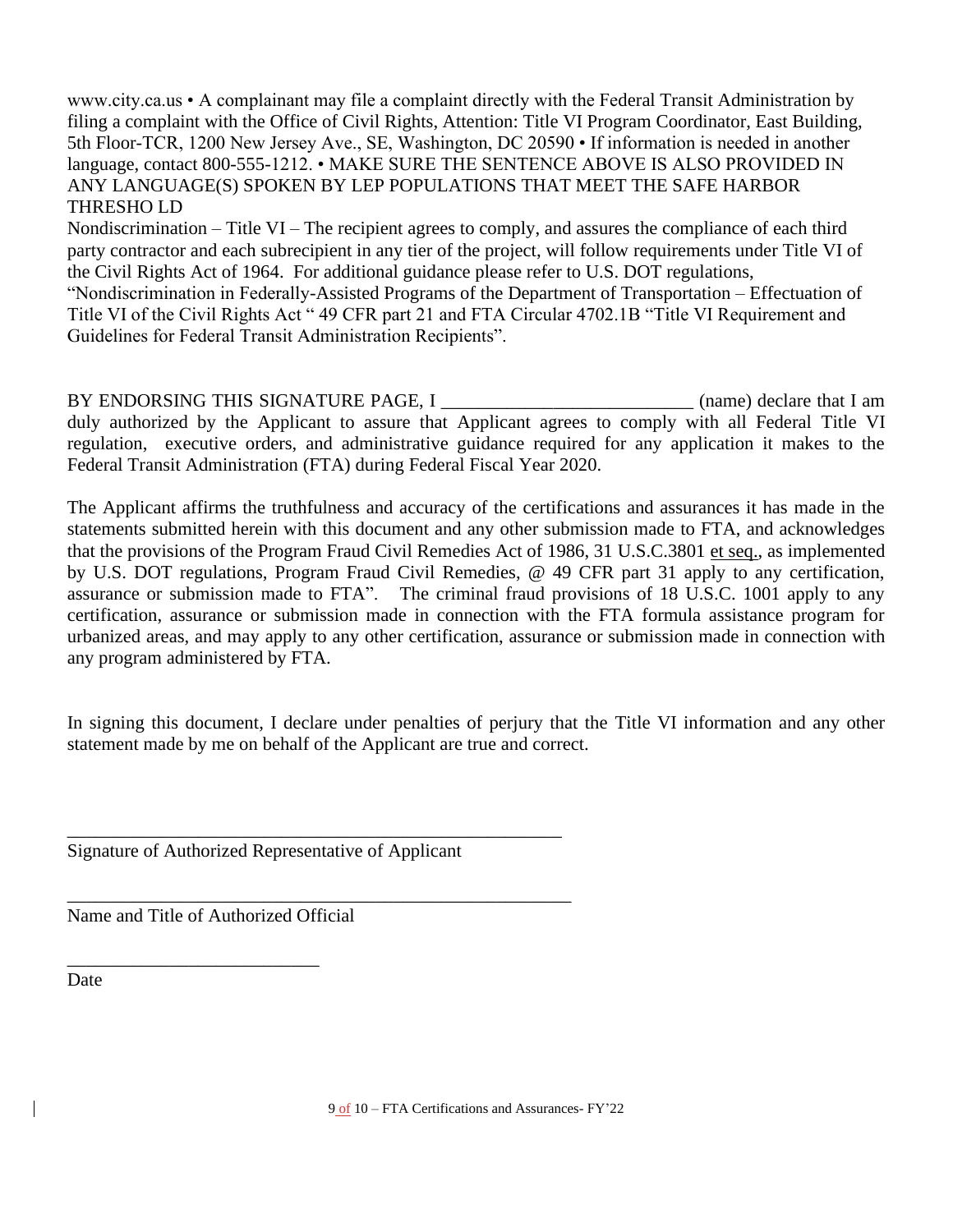www.city.ca.us • A complainant may file a complaint directly with the Federal Transit Administration by filing a complaint with the Office of Civil Rights, Attention: Title VI Program Coordinator, East Building, 5th Floor-TCR, 1200 New Jersey Ave., SE, Washington, DC 20590 • If information is needed in another language, contact 800-555-1212. • MAKE SURE THE SENTENCE ABOVE IS ALSO PROVIDED IN ANY LANGUAGE(S) SPOKEN BY LEP POPULATIONS THAT MEET THE SAFE HARBOR THRESHO LD

Nondiscrimination – Title VI – The recipient agrees to comply, and assures the compliance of each third party contractor and each subrecipient in any tier of the project, will follow requirements under Title VI of the Civil Rights Act of 1964. For additional guidance please refer to U.S. DOT regulations, "Nondiscrimination in Federally-Assisted Programs of the Department of Transportation – Effectuation of Title VI of the Civil Rights Act " 49 CFR part 21 and FTA Circular 4702.1B "Title VI Requirement and Guidelines for Federal Transit Administration Recipients".

BY ENDORSING THIS SIGNATURE PAGE, I __________________________ (name) declare that I am duly authorized by the Applicant to assure that Applicant agrees to comply with all Federal Title VI regulation, executive orders, and administrative guidance required for any application it makes to the Federal Transit Administration (FTA) during Federal Fiscal Year 2020.

The Applicant affirms the truthfulness and accuracy of the certifications and assurances it has made in the statements submitted herein with this document and any other submission made to FTA, and acknowledges that the provisions of the Program Fraud Civil Remedies Act of 1986, 31 U.S.C.3801 et seq., as implemented by U.S. DOT regulations, Program Fraud Civil Remedies, @ 49 CFR part 31 apply to any certification, assurance or submission made to FTA". The criminal fraud provisions of 18 U.S.C. 1001 apply to any certification, assurance or submission made in connection with the FTA formula assistance program for urbanized areas, and may apply to any other certification, assurance or submission made in connection with any program administered by FTA.

In signing this document, I declare under penalties of perjury that the Title VI information and any other statement made by me on behalf of the Applicant are true and correct.

_______________________________________________________

Signature of Authorized Representative of Applicant

_______________________________________________________

Name and Title of Authorized Official

___________________________

Date